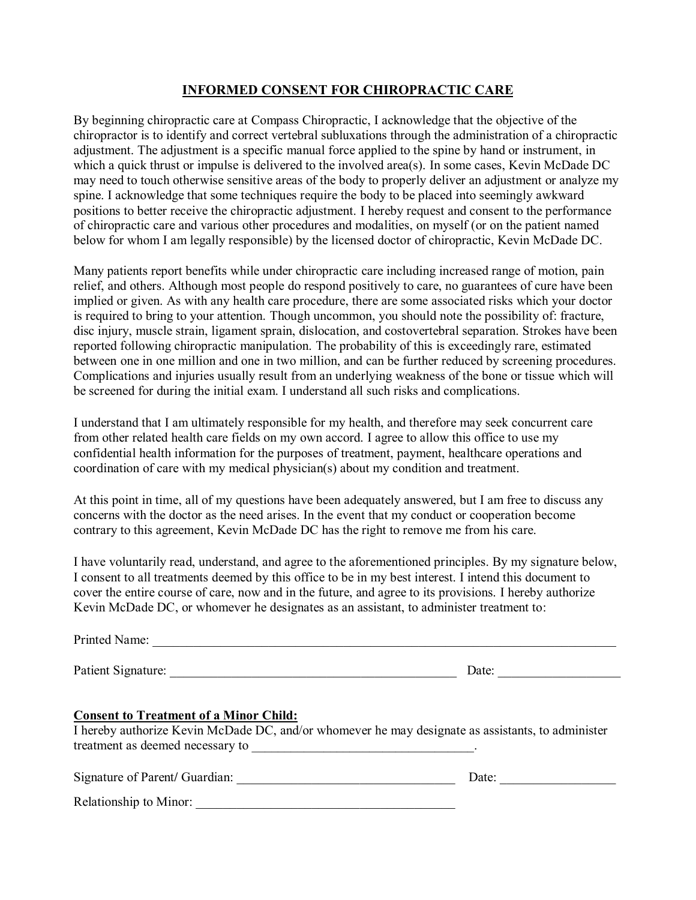# INFORMED CONSENT FOR CHIROPRACTIC CARE

By beginning chiropractic care at Compass Chiropractic, I acknowledge that the objective of the chiropractor is to identify and correct vertebral subluxations through the administration of a chiropractic adjustment. The adjustment is a specific manual force applied to the spine by hand or instrument, in which a quick thrust or impulse is delivered to the involved area(s). In some cases, Kevin McDade DC may need to touch otherwise sensitive areas of the body to properly deliver an adjustment or analyze my spine. I acknowledge that some techniques require the body to be placed into seemingly awkward positions to better receive the chiropractic adjustment. I hereby request and consent to the performance of chiropractic care and various other procedures and modalities, on myself (or on the patient named below for whom I am legally responsible) by the licensed doctor of chiropractic, Kevin McDade DC.

Many patients report benefits while under chiropractic care including increased range of motion, pain relief, and others. Although most people do respond positively to care, no guarantees of cure have been implied or given. As with any health care procedure, there are some associated risks which your doctor is required to bring to your attention. Though uncommon, you should note the possibility of: fracture, disc injury, muscle strain, ligament sprain, dislocation, and costovertebral separation. Strokes have been reported following chiropractic manipulation. The probability of this is exceedingly rare, estimated between one in one million and one in two million, and can be further reduced by screening procedures. Complications and injuries usually result from an underlying weakness of the bone or tissue which will be screened for during the initial exam. I understand all such risks and complications.

I understand that I am ultimately responsible for my health, and therefore may seek concurrent care from other related health care fields on my own accord. I agree to allow this office to use my confidential health information for the purposes of treatment, payment, healthcare operations and coordination of care with my medical physician(s) about my condition and treatment.

At this point in time, all of my questions have been adequately answered, but I am free to discuss any concerns with the doctor as the need arises. In the event that my conduct or cooperation become contrary to this agreement, Kevin McDade DC has the right to remove me from his care.

I have voluntarily read, understand, and agree to the aforementioned principles. By my signature below, I consent to all treatments deemed by this office to be in my best interest. I intend this document to cover the entire course of care, now and in the future, and agree to its provisions. I hereby authorize Kevin McDade DC, or whomever he designates as an assistant, to administer treatment to:

Printed Name: ______________________________________________________________________

Patient Signature: ___________________________________________ Date: __________________

**Consent to Treatment of a Minor Child:**

I hereby authorize Kevin McDade DC, and/or whomever he may designate as assistants, to administer treatment as deemed necessary to __________________________________.

Signature of Parent/ Guardian: __________________________________ Date: _________________

Relationship to Minor: ________________________________________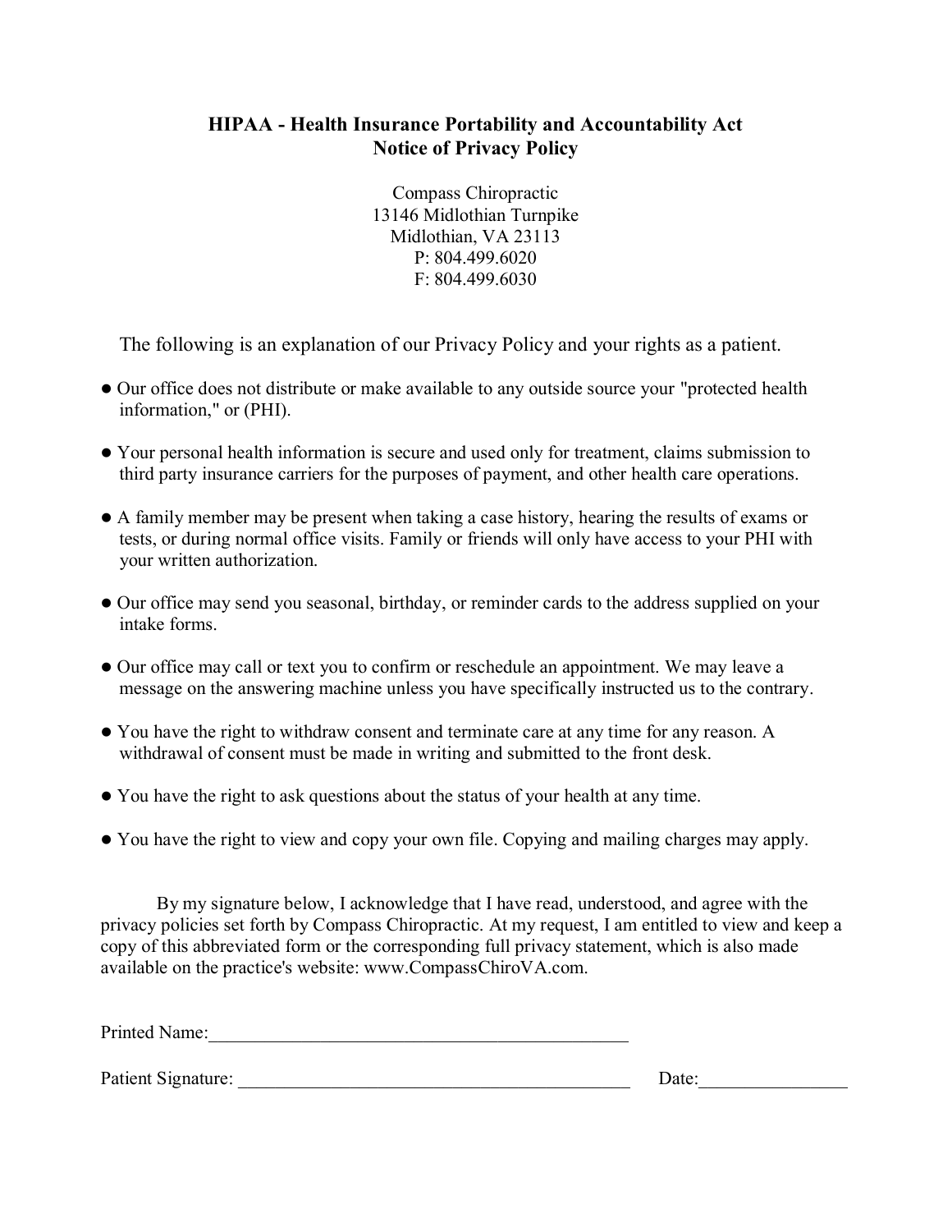## HIPAA - Health Insurance Portability and Accountability Act
## Notice of Privacy Policy

Compass Chiropractic
13146 Midlothian Turnpike
Midlothian, VA 23113
P: 804.499.6020
F: 804.499.6030

The following is an explanation of our Privacy Policy and your rights as a patient.

- Our office does not distribute or make available to any outside source your "protected health information," or (PHI).
- Your personal health information is secure and used only for treatment, claims submission to third party insurance carriers for the purposes of payment, and other health care operations.
- A family member may be present when taking a case history, hearing the results of exams or tests, or during normal office visits. Family or friends will only have access to your PHI with your written authorization.
- Our office may send you seasonal, birthday, or reminder cards to the address supplied on your intake forms.
- Our office may call or text you to confirm or reschedule an appointment. We may leave a message on the answering machine unless you have specifically instructed us to the contrary.
- You have the right to withdraw consent and terminate care at any time for any reason. A withdrawal of consent must be made in writing and submitted to the front desk.
- You have the right to ask questions about the status of your health at any time.
- You have the right to view and copy your own file. Copying and mailing charges may apply.

By my signature below, I acknowledge that I have read, understood, and agree with the privacy policies set forth by Compass Chiropractic. At my request, I am entitled to view and keep a copy of this abbreviated form or the corresponding full privacy statement, which is also made available on the practice's website: www.CompassChiroVA.com.

Printed Name:______________________________________________

Patient Signature: ___________________________________________ Date:________________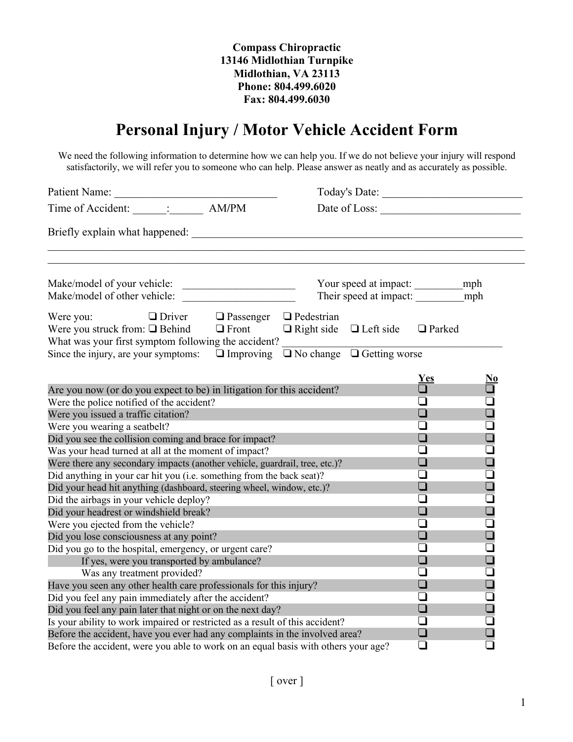**Compass Chiropractic**
**13146 Midlothian Turnpike**
**Midlothian, VA 23113**
**Phone: 804.499.6020**
**Fax: 804.499.6030**

# Personal Injury / Motor Vehicle Accident Form

We need the following information to determine how we can help you. If we do not believe your injury will respond satisfactorily, we will refer you to someone who can help. Please answer as neatly and as accurately as possible.

Patient Name: ____________________________ Today's Date: _________________________

Time of Accident: ______:______ AM/PM Date of Loss: _________________________

Briefly explain what happened: ____________________________________________________________

_______________________________________________________________________________________

_______________________________________________________________________________________

Make/model of your vehicle: ____________________ Your speed at impact: _________mph

Make/model of other vehicle: ____________________ Their speed at impact: _________mph

Were you: ❑ Driver ❑ Passenger ❑ Pedestrian

Were you struck from: ❑ Behind ❑ Front ❑ Right side ❑ Left side ❑ Parked

What was your first symptom following the accident? ________________________________________

Since the injury, are your symptoms: ❑ Improving ❑ No change ❑ Getting worse

| | Yes | No |
|---|---|---|
| Are you now (or do you expect to be) in litigation for this accident? | ❑ | ❑ |
| Were the police notified of the accident? | ❑ | ❑ |
| Were you issued a traffic citation? | ❑ | ❑ |
| Were you wearing a seatbelt? | ❑ | ❑ |
| Did you see the collision coming and brace for impact? | ❑ | ❑ |
| Was your head turned at all at the moment of impact? | ❑ | ❑ |
| Were there any secondary impacts (another vehicle, guardrail, tree, etc.)? | ❑ | ❑ |
| Did anything in your car hit you (i.e. something from the back seat)? | ❑ | ❑ |
| Did your head hit anything (dashboard, steering wheel, window, etc.)? | ❑ | ❑ |
| Did the airbags in your vehicle deploy? | ❑ | ❑ |
| Did your headrest or windshield break? | ❑ | ❑ |
| Were you ejected from the vehicle? | ❑ | ❑ |
| Did you lose consciousness at any point? | ❑ | ❑ |
| Did you go to the hospital, emergency, or urgent care? | ❑ | ❑ |
| If yes, were you transported by ambulance? | ❑ | ❑ |
| Was any treatment provided? | ❑ | ❑ |
| Have you seen any other health care professionals for this injury? | ❑ | ❑ |
| Did you feel any pain immediately after the accident? | ❑ | ❑ |
| Did you feel any pain later that night or on the next day? | ❑ | ❑ |
| Is your ability to work impaired or restricted as a result of this accident? | ❑ | ❑ |
| Before the accident, have you ever had any complaints in the involved area? | ❑ | ❑ |
| Before the accident, were you able to work on an equal basis with others your age? | ❑ | ❑ |

[ over ]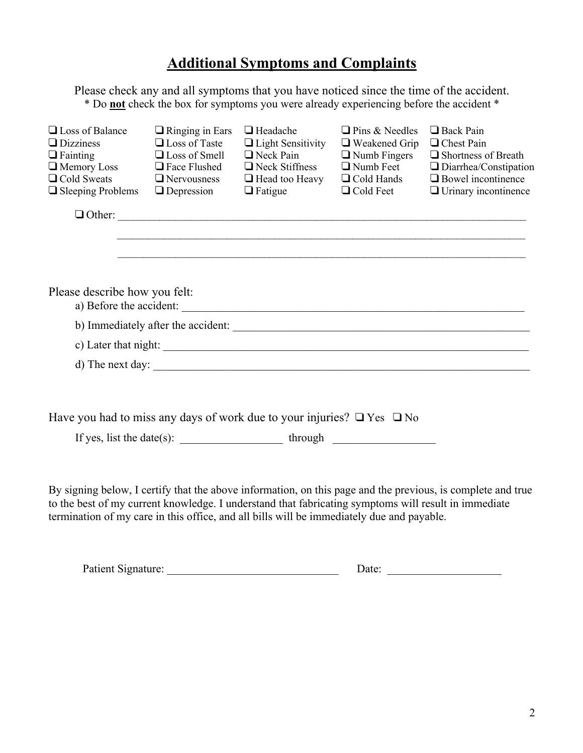## Additional Symptoms and Complaints

Please check any and all symptoms that you have noticed since the time of the accident.
\* Do **not** check the box for symptoms you were already experiencing before the accident \*

| | | | | |
|---|---|---|---|---|
| ❑ Loss of Balance | ❑ Ringing in Ears | ❑ Headache | ❑ Pins & Needles | ❑ Back Pain |
| ❑ Dizziness | ❑ Loss of Taste | ❑ Light Sensitivity | ❑ Weakened Grip | ❑ Chest Pain |
| ❑ Fainting | ❑ Loss of Smell | ❑ Neck Pain | ❑ Numb Fingers | ❑ Shortness of Breath |
| ❑ Memory Loss | ❑ Face Flushed | ❑ Neck Stiffness | ❑ Numb Feet | ❑ Diarrhea/Constipation |
| ❑ Cold Sweats | ❑ Nervousness | ❑ Head too Heavy | ❑ Cold Hands | ❑ Bowel incontinence |
| ❑ Sleeping Problems | ❑ Depression | ❑ Fatigue | ❑ Cold Feet | ❑ Urinary incontinence |

❑ Other: ______________________________________________________________________________

______________________________________________________________________________

______________________________________________________________________________

Please describe how you felt:

a) Before the accident: ______________________________________________________________

b) Immediately after the accident: ______________________________________________________

c) Later that night: _________________________________________________________________

d) The next day: ___________________________________________________________________

Have you had to miss any days of work due to your injuries? ❑ Yes ❑ No

If yes, list the date(s): __________________ through __________________

By signing below, I certify that the above information, on this page and the previous, is complete and true to the best of my current knowledge. I understand that fabricating symptoms will result in immediate termination of my care in this office, and all bills will be immediately due and payable.

Patient Signature: ______________________________ Date: ____________________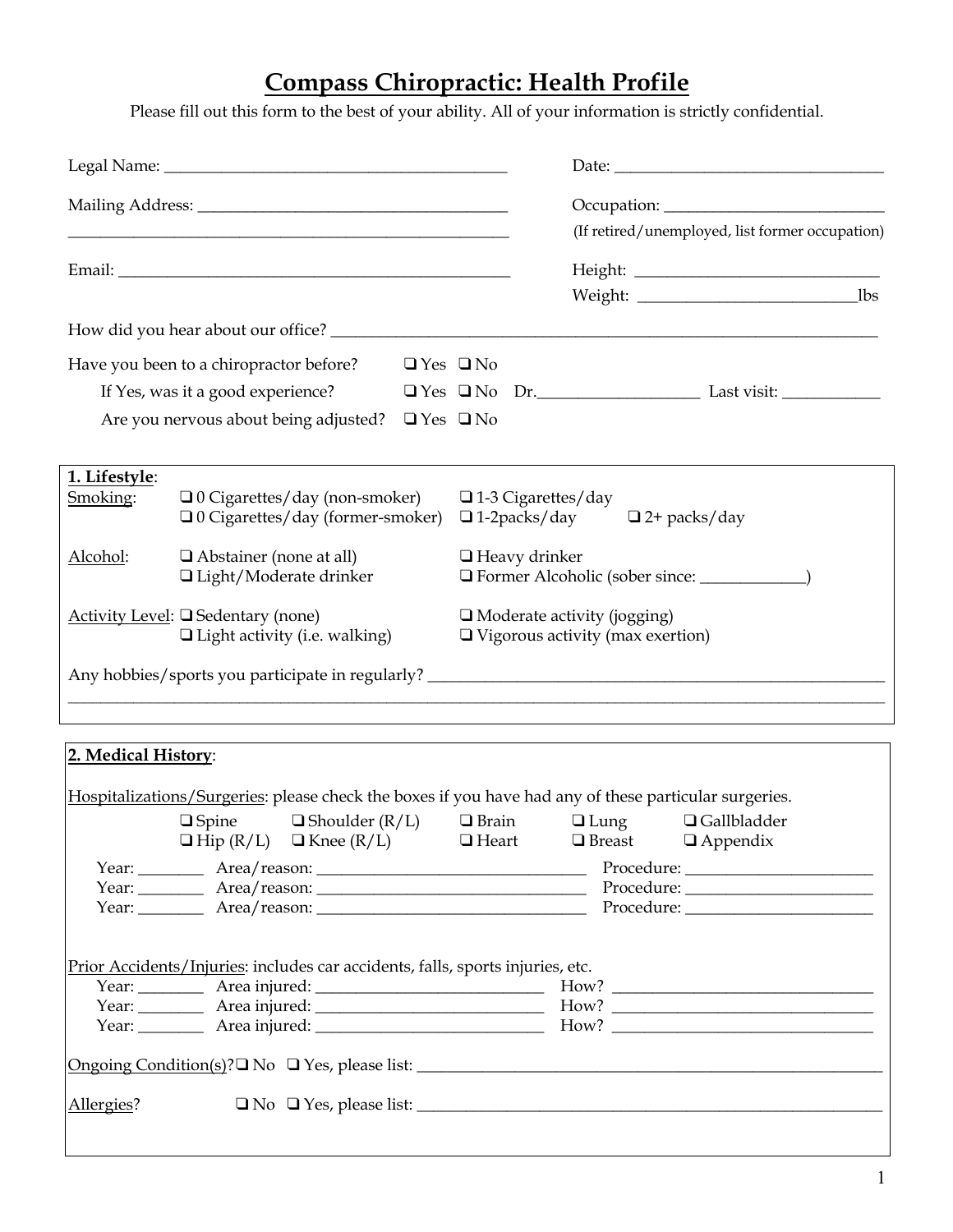# Compass Chiropractic: Health Profile

Please fill out this form to the best of your ability. All of your information is strictly confidential.

Legal Name: ________________________________________ Date: ________________________________

Mailing Address: ____________________________________ Occupation: __________________________

______________________________________________________ (If retired/unemployed, list former occupation)

Email: _______________________________________________ Height: ______________________________

Weight: __________________________lbs

How did you hear about our office? ____________________________________________________________________

Have you been to a chiropractor before? ❑ Yes ❑ No

If Yes, was it a good experience? ❑ Yes ❑ No Dr.____________________ Last visit: ____________

Are you nervous about being adjusted? ❑ Yes ❑ No

**1. Lifestyle**:

Smoking:
- ❑ 0 Cigarettes/day (non-smoker)
- ❑ 0 Cigarettes/day (former-smoker)
- ❑ 1-3 Cigarettes/day
- ❑ 1-2packs/day
- ❑ 2+ packs/day

Alcohol:
- ❑ Abstainer (none at all)
- ❑ Light/Moderate drinker
- ❑ Heavy drinker
- ❑ Former Alcoholic (sober since: _____________)

Activity Level:
- ❑ Sedentary (none)
- ❑ Light activity (i.e. walking)
- ❑ Moderate activity (jogging)
- ❑ Vigorous activity (max exertion)

Any hobbies/sports you participate in regularly? ________________________________________________________

______________________________________________________________________________________________

**2. Medical History**:

Hospitalizations/Surgeries: please check the boxes if you have had any of these particular surgeries.

- ❑ Spine
- ❑ Shoulder (R/L)
- ❑ Brain
- ❑ Lung
- ❑ Gallbladder
- ❑ Hip (R/L)
- ❑ Knee (R/L)
- ❑ Heart
- ❑ Breast
- ❑ Appendix

Year: ________ Area/reason: _________________________________ Procedure: _______________________

Year: ________ Area/reason: _________________________________ Procedure: _______________________

Year: ________ Area/reason: _________________________________ Procedure: _______________________

Prior Accidents/Injuries: includes car accidents, falls, sports injuries, etc.

Year: ________ Area injured: ____________________________ How? ________________________________

Year: ________ Area injured: ____________________________ How? ________________________________

Year: ________ Area injured: ____________________________ How? ________________________________

Ongoing Condition(s)? ❑ No ❑ Yes, please list: ____________________________________________________________

Allergies? ❑ No ❑ Yes, please list: ____________________________________________________________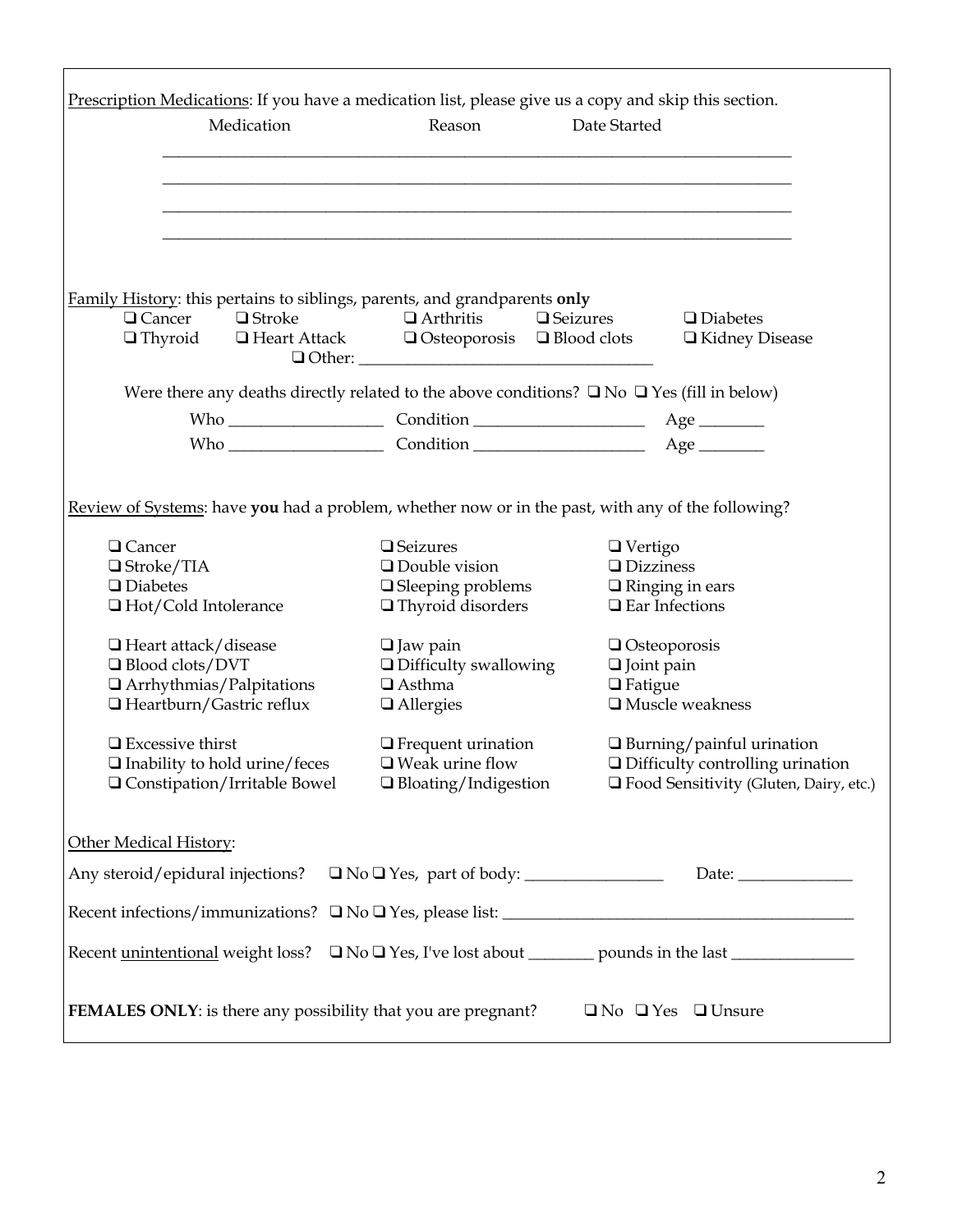<u>Prescription Medications</u>: If you have a medication list, please give us a copy and skip this section.

| Medication | Reason | Date Started |
|---|---|---|
| | | |
| | | |
| | | |
| | | |

<u>Family History</u>: this pertains to siblings, parents, and grandparents **only**

- ❑ Cancer ❑ Stroke ❑ Arthritis ❑ Seizures ❑ Diabetes
- ❑ Thyroid ❑ Heart Attack ❑ Osteoporosis ❑ Blood clots ❑ Kidney Disease
- ❑ Other: ___________________________________

Were there any deaths directly related to the above conditions? ❑ No ❑ Yes (fill in below)

Who __________________ Condition ____________________ Age ________

Who __________________ Condition ____________________ Age ________

<u>Review of Systems</u>: have **you** had a problem, whether now or in the past, with any of the following?

| | | |
|---|---|---|
| ❑ Cancer | ❑ Seizures | ❑ Vertigo |
| ❑ Stroke/TIA | ❑ Double vision | ❑ Dizziness |
| ❑ Diabetes | ❑ Sleeping problems | ❑ Ringing in ears |
| ❑ Hot/Cold Intolerance | ❑ Thyroid disorders | ❑ Ear Infections |
| ❑ Heart attack/disease | ❑ Jaw pain | ❑ Osteoporosis |
| ❑ Blood clots/DVT | ❑ Difficulty swallowing | ❑ Joint pain |
| ❑ Arrhythmias/Palpitations | ❑ Asthma | ❑ Fatigue |
| ❑ Heartburn/Gastric reflux | ❑ Allergies | ❑ Muscle weakness |
| ❑ Excessive thirst | ❑ Frequent urination | ❑ Burning/painful urination |
| ❑ Inability to hold urine/feces | ❑ Weak urine flow | ❑ Difficulty controlling urination |
| ❑ Constipation/Irritable Bowel | ❑ Bloating/Indigestion | ❑ Food Sensitivity (Gluten, Dairy, etc.) |

<u>Other Medical History</u>:

Any steroid/epidural injections? ❑ No ❑ Yes, part of body: ________________ Date: ______________

Recent infections/immunizations? ❑ No ❑ Yes, please list: ___________________________________________

Recent <u>unintentional</u> weight loss? ❑ No ❑ Yes, I've lost about ________ pounds in the last ______________

**FEMALES ONLY**: is there any possibility that you are pregnant? ❑ No ❑ Yes ❑ Unsure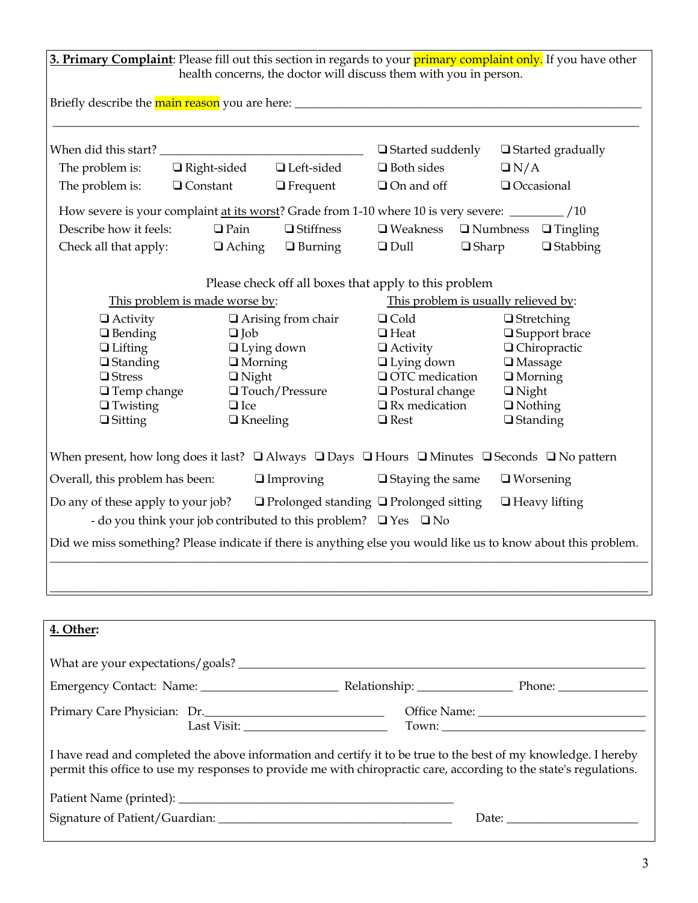## 3. Primary Complaint

**3. Primary Complaint**: Please fill out this section in regards to your primary complaint only. If you have other health concerns, the doctor will discuss them with you in person.

Briefly describe the main reason you are here: ______________________________________________

______________________________________________________________________________

When did this start? ______________________ ❑ Started suddenly ❑ Started gradually

The problem is: ❑ Right-sided ❑ Left-sided ❑ Both sides ❑ N/A

The problem is: ❑ Constant ❑ Frequent ❑ On and off ❑ Occasional

How severe is your complaint at its worst? Grade from 1-10 where 10 is very severe: ________ /10

Describe how it feels: ❑ Pain ❑ Stiffness ❑ Weakness ❑ Numbness ❑ Tingling

Check all that apply: ❑ Aching ❑ Burning ❑ Dull ❑ Sharp ❑ Stabbing

Please check off all boxes that apply to this problem

| This problem is made worse by: | | This problem is usually relieved by: | |
|---|---|---|---|
| ❑ Activity | ❑ Arising from chair | ❑ Cold | ❑ Stretching |
| ❑ Bending | ❑ Job | ❑ Heat | ❑ Support brace |
| ❑ Lifting | ❑ Lying down | ❑ Activity | ❑ Chiropractic |
| ❑ Standing | ❑ Morning | ❑ Lying down | ❑ Massage |
| ❑ Stress | ❑ Night | ❑ OTC medication | ❑ Morning |
| ❑ Temp change | ❑ Touch/Pressure | ❑ Postural change | ❑ Night |
| ❑ Twisting | ❑ Ice | ❑ Rx medication | ❑ Nothing |
| ❑ Sitting | ❑ Kneeling | ❑ Rest | ❑ Standing |

When present, how long does it last? ❑ Always ❑ Days ❑ Hours ❑ Minutes ❑ Seconds ❑ No pattern

Overall, this problem has been: ❑ Improving ❑ Staying the same ❑ Worsening

Do any of these apply to your job? ❑ Prolonged standing ❑ Prolonged sitting ❑ Heavy lifting

- do you think your job contributed to this problem? ❑ Yes ❑ No

Did we miss something? Please indicate if there is anything else you would like us to know about this problem.

______________________________________________________________________________

______________________________________________________________________________

## 4. Other:

What are your expectations/goals? ______________________________________________

Emergency Contact: Name: __________________ Relationship: ______________ Phone: ______________

Primary Care Physician: Dr.________________________ Office Name: ________________________

Last Visit: ____________________ Town: ______________________________

I have read and completed the above information and certify it to be true to the best of my knowledge. I hereby permit this office to use my responses to provide me with chiropractic care, according to the state's regulations.

Patient Name (printed): ________________________________________

Signature of Patient/Guardian: __________________________________ Date: ____________________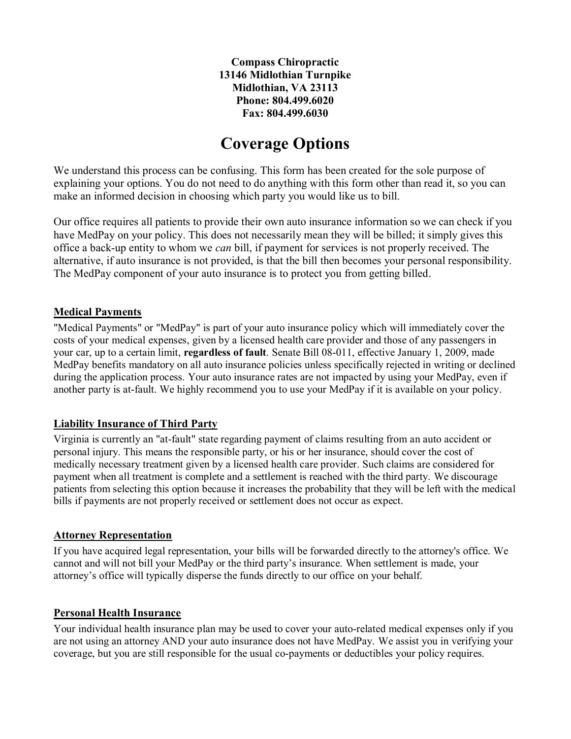**Compass Chiropractic**
**13146 Midlothian Turnpike**
**Midlothian, VA 23113**
**Phone: 804.499.6020**
**Fax: 804.499.6030**

# Coverage Options

We understand this process can be confusing. This form has been created for the sole purpose of explaining your options. You do not need to do anything with this form other than read it, so you can make an informed decision in choosing which party you would like us to bill.

Our office requires all patients to provide their own auto insurance information so we can check if you have MedPay on your policy. This does not necessarily mean they will be billed; it simply gives this office a back-up entity to whom we *can* bill, if payment for services is not properly received. The alternative, if auto insurance is not provided, is that the bill then becomes your personal responsibility. The MedPay component of your auto insurance is to protect you from getting billed.

## Medical Payments

"Medical Payments" or "MedPay" is part of your auto insurance policy which will immediately cover the costs of your medical expenses, given by a licensed health care provider and those of any passengers in your car, up to a certain limit, **regardless of fault**. Senate Bill 08-011, effective January 1, 2009, made MedPay benefits mandatory on all auto insurance policies unless specifically rejected in writing or declined during the application process. Your auto insurance rates are not impacted by using your MedPay, even if another party is at-fault. We highly recommend you to use your MedPay if it is available on your policy.

## Liability Insurance of Third Party

Virginia is currently an "at-fault" state regarding payment of claims resulting from an auto accident or personal injury. This means the responsible party, or his or her insurance, should cover the cost of medically necessary treatment given by a licensed health care provider. Such claims are considered for payment when all treatment is complete and a settlement is reached with the third party. We discourage patients from selecting this option because it increases the probability that they will be left with the medical bills if payments are not properly received or settlement does not occur as expect.

## Attorney Representation

If you have acquired legal representation, your bills will be forwarded directly to the attorney's office. We cannot and will not bill your MedPay or the third party's insurance. When settlement is made, your attorney's office will typically disperse the funds directly to our office on your behalf.

## Personal Health Insurance

Your individual health insurance plan may be used to cover your auto-related medical expenses only if you are not using an attorney AND your auto insurance does not have MedPay. We assist you in verifying your coverage, but you are still responsible for the usual co-payments or deductibles your policy requires.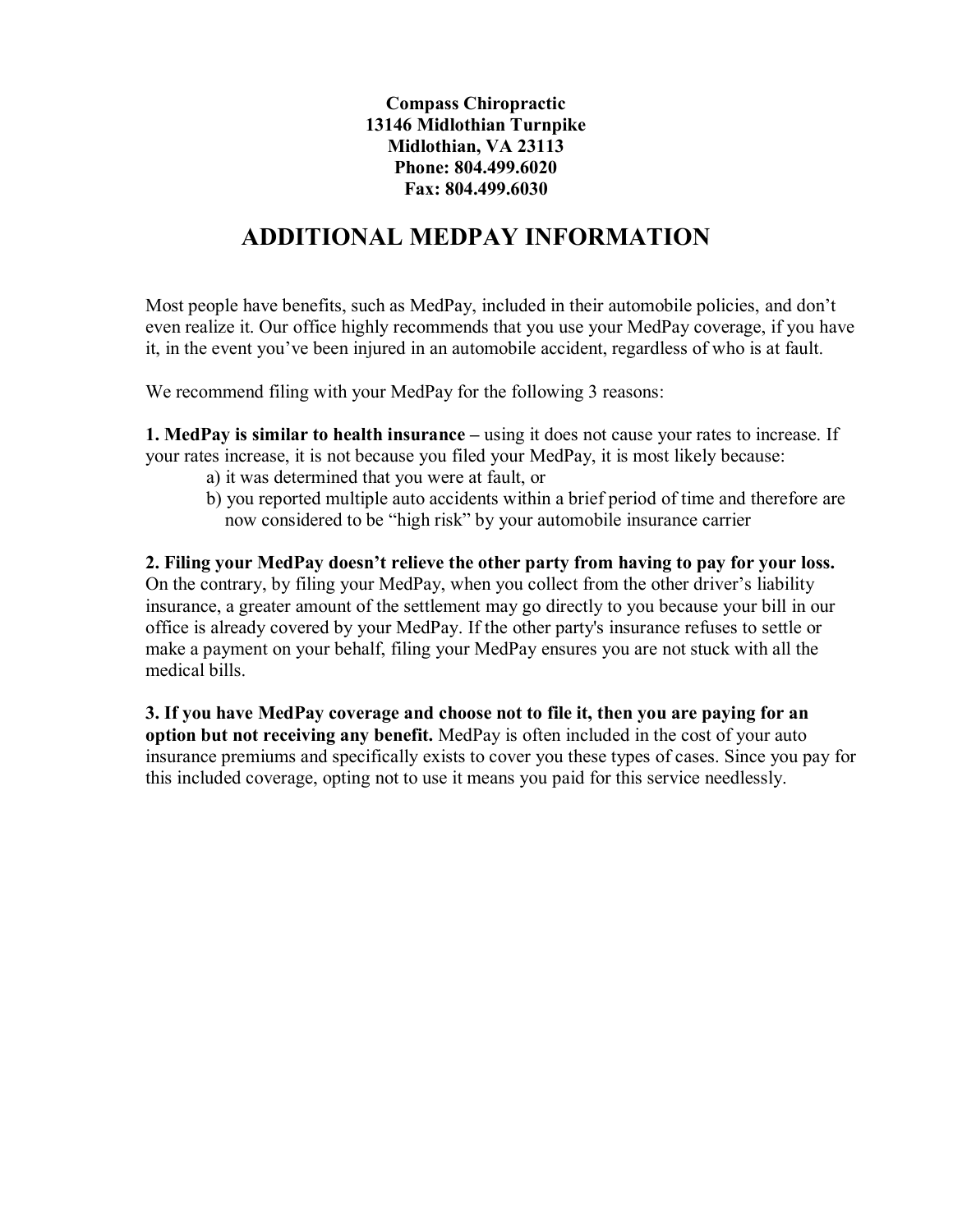**Compass Chiropractic**
**13146 Midlothian Turnpike**
**Midlothian, VA 23113**
**Phone: 804.499.6020**
**Fax: 804.499.6030**

# ADDITIONAL MEDPAY INFORMATION

Most people have benefits, such as MedPay, included in their automobile policies, and don't even realize it. Our office highly recommends that you use your MedPay coverage, if you have it, in the event you've been injured in an automobile accident, regardless of who is at fault.

We recommend filing with your MedPay for the following 3 reasons:

**1. MedPay is similar to health insurance –** using it does not cause your rates to increase. If your rates increase, it is not because you filed your MedPay, it is most likely because:

- a) it was determined that you were at fault, or
- b) you reported multiple auto accidents within a brief period of time and therefore are now considered to be "high risk" by your automobile insurance carrier

**2. Filing your MedPay doesn't relieve the other party from having to pay for your loss.** On the contrary, by filing your MedPay, when you collect from the other driver's liability insurance, a greater amount of the settlement may go directly to you because your bill in our office is already covered by your MedPay. If the other party's insurance refuses to settle or make a payment on your behalf, filing your MedPay ensures you are not stuck with all the medical bills.

**3. If you have MedPay coverage and choose not to file it, then you are paying for an option but not receiving any benefit.** MedPay is often included in the cost of your auto insurance premiums and specifically exists to cover you these types of cases. Since you pay for this included coverage, opting not to use it means you paid for this service needlessly.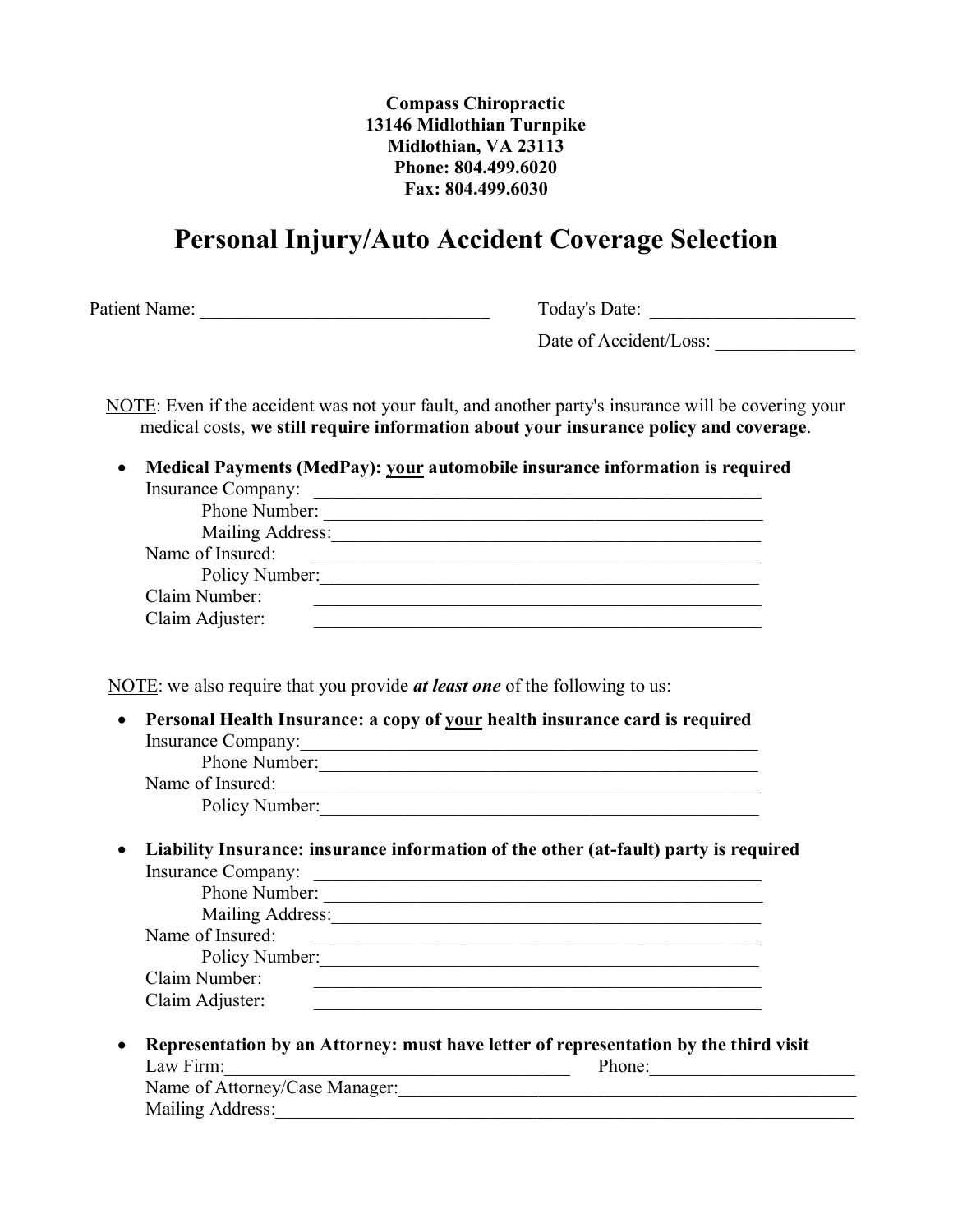**Compass Chiropractic**
**13146 Midlothian Turnpike**
**Midlothian, VA 23113**
**Phone: 804.499.6020**
**Fax: 804.499.6030**

# Personal Injury/Auto Accident Coverage Selection

Patient Name: ______________________________ Today's Date: ______________________

Date of Accident/Loss: _______________

NOTE: Even if the accident was not your fault, and another party's insurance will be covering your medical costs, **we still require information about your insurance policy and coverage**.

- **Medical Payments (MedPay): your automobile insurance information is required**
  Insurance Company: ______________________________________________
  Phone Number: ______________________________________________
  Mailing Address: ______________________________________________
  Name of Insured: ______________________________________________
  Policy Number: ______________________________________________
  Claim Number: ______________________________________________
  Claim Adjuster: ______________________________________________

NOTE: we also require that you provide ***at least one*** of the following to us:

- **Personal Health Insurance: a copy of your health insurance card is required**
  Insurance Company: ______________________________________________
  Phone Number: ______________________________________________
  Name of Insured: ______________________________________________
  Policy Number: ______________________________________________

- **Liability Insurance: insurance information of the other (at-fault) party is required**
  Insurance Company: ______________________________________________
  Phone Number: ______________________________________________
  Mailing Address: ______________________________________________
  Name of Insured: ______________________________________________
  Policy Number: ______________________________________________
  Claim Number: ______________________________________________
  Claim Adjuster: ______________________________________________

- **Representation by an Attorney: must have letter of representation by the third visit**
  Law Firm: ______________________________ Phone: ______________________
  Name of Attorney/Case Manager: ______________________________________________
  Mailing Address: ______________________________________________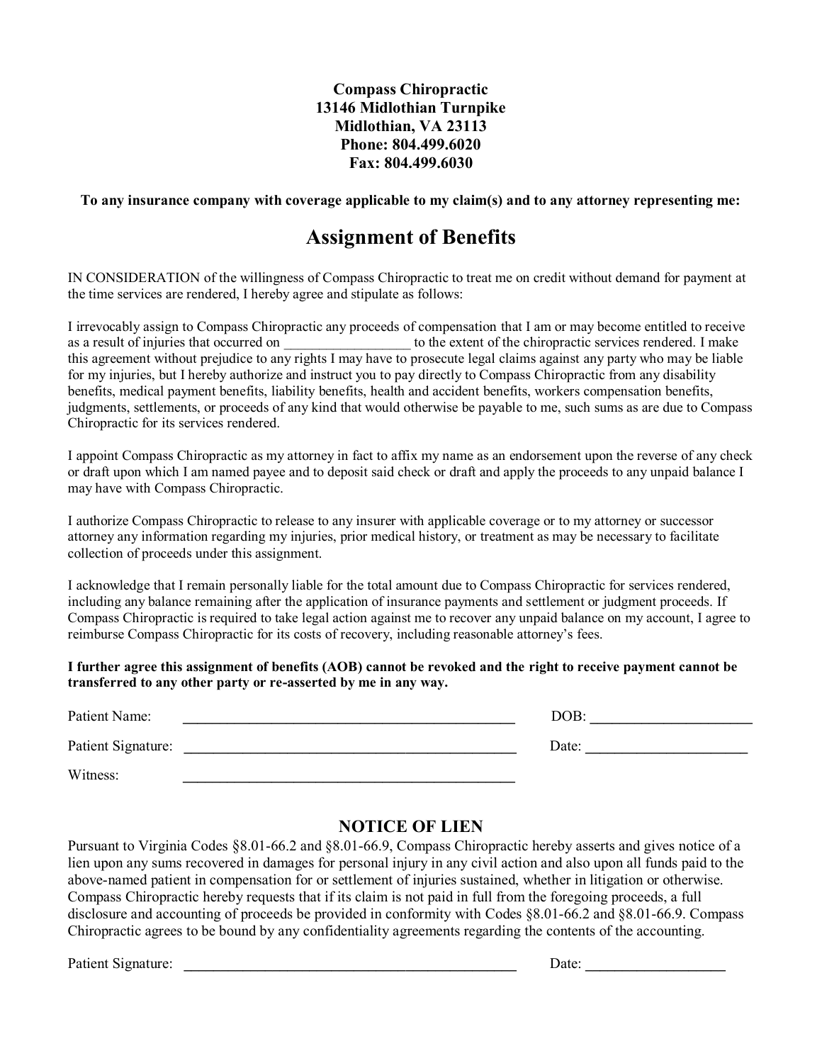**Compass Chiropractic**
**13146 Midlothian Turnpike**
**Midlothian, VA 23113**
**Phone: 804.499.6020**
**Fax: 804.499.6030**

**To any insurance company with coverage applicable to my claim(s) and to any attorney representing me:**

# Assignment of Benefits

IN CONSIDERATION of the willingness of Compass Chiropractic to treat me on credit without demand for payment at the time services are rendered, I hereby agree and stipulate as follows:

I irrevocably assign to Compass Chiropractic any proceeds of compensation that I am or may become entitled to receive as a result of injuries that occurred on _________________ to the extent of the chiropractic services rendered. I make this agreement without prejudice to any rights I may have to prosecute legal claims against any party who may be liable for my injuries, but I hereby authorize and instruct you to pay directly to Compass Chiropractic from any disability benefits, medical payment benefits, liability benefits, health and accident benefits, workers compensation benefits, judgments, settlements, or proceeds of any kind that would otherwise be payable to me, such sums as are due to Compass Chiropractic for its services rendered.

I appoint Compass Chiropractic as my attorney in fact to affix my name as an endorsement upon the reverse of any check or draft upon which I am named payee and to deposit said check or draft and apply the proceeds to any unpaid balance I may have with Compass Chiropractic.

I authorize Compass Chiropractic to release to any insurer with applicable coverage or to my attorney or successor attorney any information regarding my injuries, prior medical history, or treatment as may be necessary to facilitate collection of proceeds under this assignment.

I acknowledge that I remain personally liable for the total amount due to Compass Chiropractic for services rendered, including any balance remaining after the application of insurance payments and settlement or judgment proceeds. If Compass Chiropractic is required to take legal action against me to recover any unpaid balance on my account, I agree to reimburse Compass Chiropractic for its costs of recovery, including reasonable attorney's fees.

**I further agree this assignment of benefits (AOB) cannot be revoked and the right to receive payment cannot be transferred to any other party or re-asserted by me in any way.**

Patient Name: ________________________________________ DOB: ____________________

Patient Signature: ________________________________________ Date: ____________________

Witness: ________________________________________

## NOTICE OF LIEN

Pursuant to Virginia Codes §8.01-66.2 and §8.01-66.9, Compass Chiropractic hereby asserts and gives notice of a lien upon any sums recovered in damages for personal injury in any civil action and also upon all funds paid to the above-named patient in compensation for or settlement of injuries sustained, whether in litigation or otherwise. Compass Chiropractic hereby requests that if its claim is not paid in full from the foregoing proceeds, a full disclosure and accounting of proceeds be provided in conformity with Codes §8.01-66.2 and §8.01-66.9. Compass Chiropractic agrees to be bound by any confidentiality agreements regarding the contents of the accounting.

Patient Signature: ________________________________________ Date: ____________________